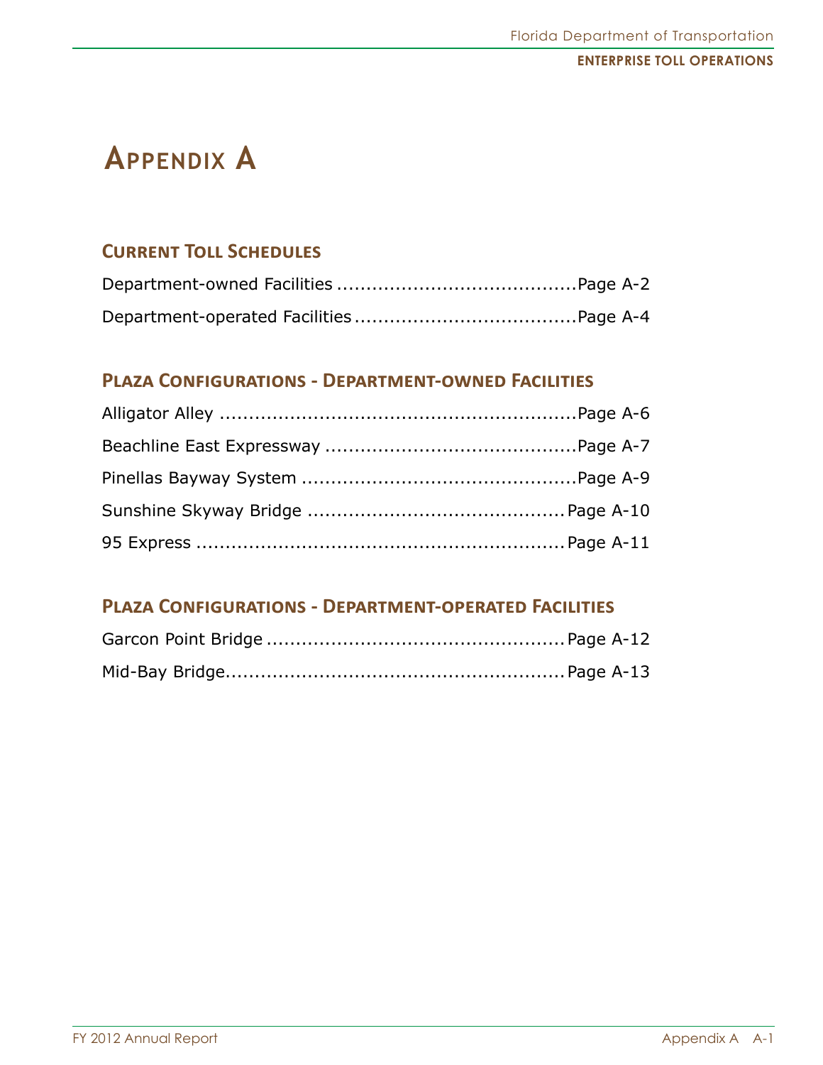# Appendix A

## Current Toll Schedules

Department-owned Facilities ........................................Page A-2

Department-operated Facilities .....................................Page A-4

## Plaza Configurations - Department-owned Facilities

Alligator Alley ............................................................Page A-6

Beachline East Expressway ..........................................Page A-7

Pinellas Bayway System ...............................................Page A-9

Sunshine Skyway Bridge ...........................................Page A-10

95 Express ..............................................................Page A-11

## Plaza Configurations - Department-operated Facilities

Garcon Point Bridge ..................................................Page A-12

Mid-Bay Bridge.........................................................Page A-13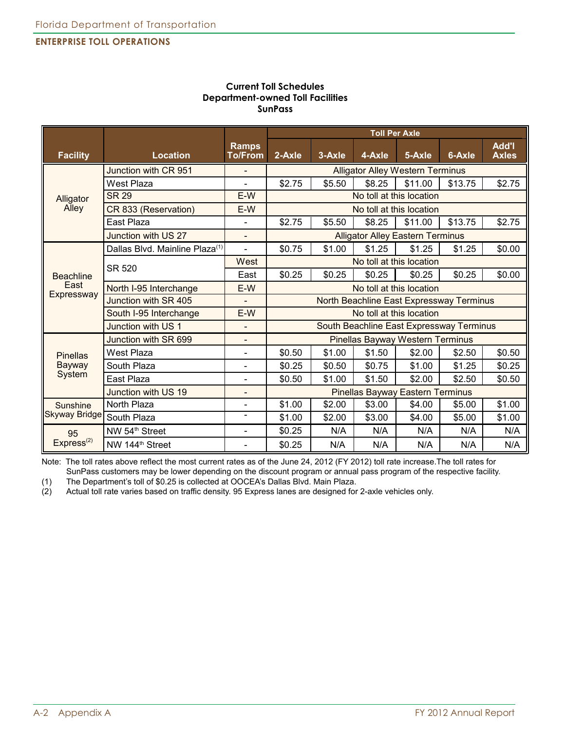## Current Toll Schedules
## Department-owned Toll Facilities
## SunPass

| Facility | Location | Ramps To/From | Toll Per Axle | | | | | |
|---|---|---|---|---|---|---|---|---|
| | | | 2-Axle | 3-Axle | 4-Axle | 5-Axle | 6-Axle | Add'l Axles |
| Alligator Alley | Junction with CR 951 | - | Alligator Alley Western Terminus | | | | | |
| | West Plaza | - | $2.75 | $5.50 | $8.25 | $11.00 | $13.75 | $2.75 |
| | SR 29 | E-W | No toll at this location | | | | | |
| | CR 833 (Reservation) | E-W | No toll at this location | | | | | |
| | East Plaza | - | $2.75 | $5.50 | $8.25 | $11.00 | $13.75 | $2.75 |
| | Junction with US 27 | - | Alligator Alley Eastern Terminus | | | | | |
| Beachline East Expressway | Dallas Blvd. Mainline Plaza[(1)] | - | $0.75 | $1.00 | $1.25 | $1.25 | $1.25 | $0.00 |
| | SR 520 | West | No toll at this location | | | | | |
| | | East | $0.25 | $0.25 | $0.25 | $0.25 | $0.25 | $0.00 |
| | North I-95 Interchange | E-W | No toll at this location | | | | | |
| | Junction with SR 405 | - | North Beachline East Expressway Terminus | | | | | |
| | South I-95 Interchange | E-W | No toll at this location | | | | | |
| | Junction with US 1 | - | South Beachline East Expressway Terminus | | | | | |
| Pinellas Bayway System | Junction with SR 699 | - | Pinellas Bayway Western Terminus | | | | | |
| | West Plaza | - | $0.50 | $1.00 | $1.50 | $2.00 | $2.50 | $0.50 |
| | South Plaza | - | $0.25 | $0.50 | $0.75 | $1.00 | $1.25 | $0.25 |
| | East Plaza | - | $0.50 | $1.00 | $1.50 | $2.00 | $2.50 | $0.50 |
| | Junction with US 19 | - | Pinellas Bayway Eastern Terminus | | | | | |
| Sunshine Skyway Bridge | North Plaza | - | $1.00 | $2.00 | $3.00 | $4.00 | $5.00 | $1.00 |
| | South Plaza | - | $1.00 | $2.00 | $3.00 | $4.00 | $5.00 | $1.00 |
| 95 Express[(2)] | NW 54th Street | - | $0.25 | N/A | N/A | N/A | N/A | N/A |
| | NW 144th Street | - | $0.25 | N/A | N/A | N/A | N/A | N/A |

Note: The toll rates above reflect the most current rates as of the June 24, 2012 (FY 2012) toll rate increase.The toll rates for SunPass customers may be lower depending on the discount program or annual pass program of the respective facility.

(1) The Department's toll of $0.25 is collected at OOCEA's Dallas Blvd. Main Plaza.

(2) Actual toll rate varies based on traffic density. 95 Express lanes are designed for 2-axle vehicles only.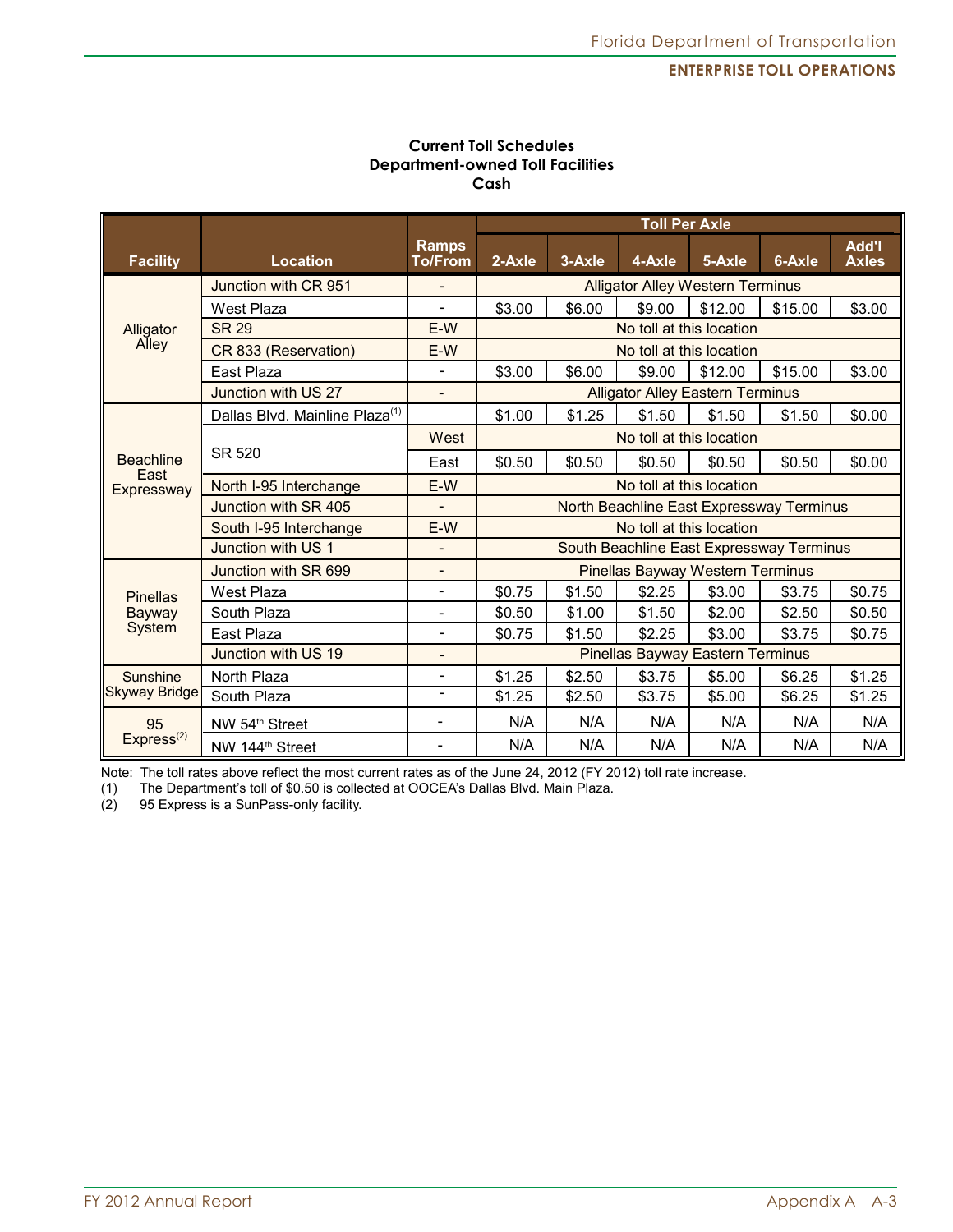**Current Toll Schedules**
**Department-owned Toll Facilities**
**Cash**

| Facility | Location | Ramps To/From | Toll Per Axle 2-Axle | 3-Axle | 4-Axle | 5-Axle | 6-Axle | Add'l Axles |
|---|---|---|---|---|---|---|---|---|
| Alligator Alley | Junction with CR 951 | - | Alligator Alley Western Terminus | | | | | |
| | West Plaza | - | $3.00 | $6.00 | $9.00 | $12.00 | $15.00 | $3.00 |
| | SR 29 | E-W | No toll at this location | | | | | |
| | CR 833 (Reservation) | E-W | No toll at this location | | | | | |
| | East Plaza | - | $3.00 | $6.00 | $9.00 | $12.00 | $15.00 | $3.00 |
| | Junction with US 27 | - | Alligator Alley Eastern Terminus | | | | | |
| Beachline East Expressway | Dallas Blvd. Mainline Plaza[(1)] | | $1.00 | $1.25 | $1.50 | $1.50 | $1.50 | $0.00 |
| | SR 520 | West | No toll at this location | | | | | |
| | | East | $0.50 | $0.50 | $0.50 | $0.50 | $0.50 | $0.00 |
| | North I-95 Interchange | E-W | No toll at this location | | | | | |
| | Junction with SR 405 | - | North Beachline East Expressway Terminus | | | | | |
| | South I-95 Interchange | E-W | No toll at this location | | | | | |
| | Junction with US 1 | - | South Beachline East Expressway Terminus | | | | | |
| Pinellas Bayway System | Junction with SR 699 | - | Pinellas Bayway Western Terminus | | | | | |
| | West Plaza | - | $0.75 | $1.50 | $2.25 | $3.00 | $3.75 | $0.75 |
| | South Plaza | - | $0.50 | $1.00 | $1.50 | $2.00 | $2.50 | $0.50 |
| | East Plaza | - | $0.75 | $1.50 | $2.25 | $3.00 | $3.75 | $0.75 |
| | Junction with US 19 | - | Pinellas Bayway Eastern Terminus | | | | | |
| Sunshine Skyway Bridge | North Plaza | - | $1.25 | $2.50 | $3.75 | $5.00 | $6.25 | $1.25 |
| | South Plaza | - | $1.25 | $2.50 | $3.75 | $5.00 | $6.25 | $1.25 |
| 95 Express[(2)] | NW 54th Street | - | N/A | N/A | N/A | N/A | N/A | N/A |
| | NW 144th Street | - | N/A | N/A | N/A | N/A | N/A | N/A |

Note: The toll rates above reflect the most current rates as of the June 24, 2012 (FY 2012) toll rate increase.

(1) The Department's toll of $0.50 is collected at OOCEA's Dallas Blvd. Main Plaza.

(2) 95 Express is a SunPass-only facility.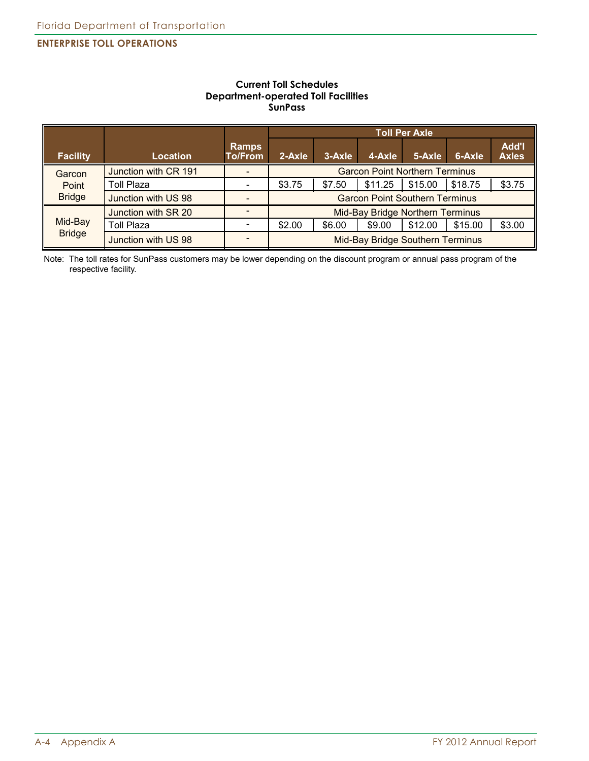**Current Toll Schedules**
**Department-operated Toll Facilities**
**SunPass**

| Facility | Location | Ramps To/From | Toll Per Axle | | | | | |
|---|---|---|---|---|---|---|---|---|
| | | | 2-Axle | 3-Axle | 4-Axle | 5-Axle | 6-Axle | Add'l Axles |
| Garcon Point Bridge | Junction with CR 191 | - | Garcon Point Northern Terminus | | | | | |
| | Toll Plaza | - | $3.75 | $7.50 | $11.25 | $15.00 | $18.75 | $3.75 |
| | Junction with US 98 | - | Garcon Point Southern Terminus | | | | | |
| Mid-Bay Bridge | Junction with SR 20 | - | Mid-Bay Bridge Northern Terminus | | | | | |
| | Toll Plaza | - | $2.00 | $6.00 | $9.00 | $12.00 | $15.00 | $3.00 |
| | Junction with US 98 | - | Mid-Bay Bridge Southern Terminus | | | | | |

Note: The toll rates for SunPass customers may be lower depending on the discount program or annual pass program of the respective facility.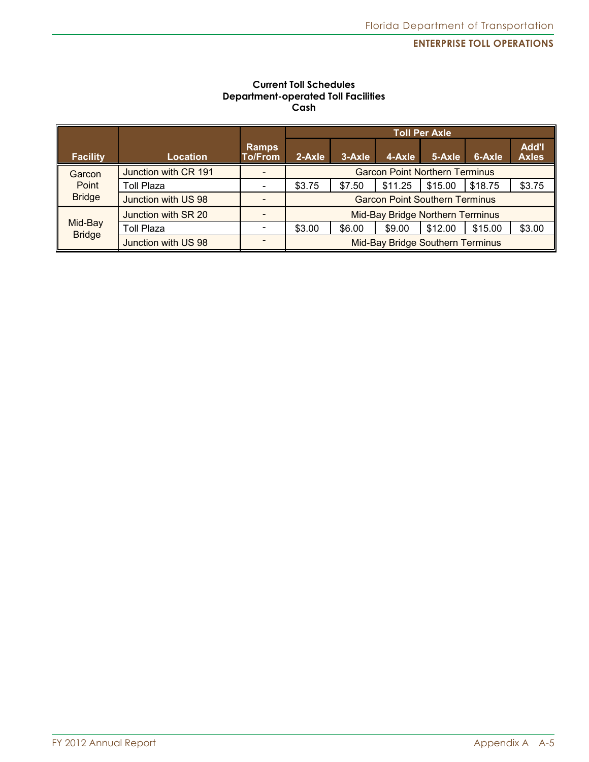**Current Toll Schedules**
**Department-operated Toll Facilities**
**Cash**

| Facility | Location | Ramps To/From | Toll Per Axle | | | | | |
|---|---|---|---|---|---|---|---|---|
| | | | 2-Axle | 3-Axle | 4-Axle | 5-Axle | 6-Axle | Add'l Axles |
| Garcon Point Bridge | Junction with CR 191 | - | Garcon Point Northern Terminus | | | | | |
| | Toll Plaza | - | $3.75 | $7.50 | $11.25 | $15.00 | $18.75 | $3.75 |
| | Junction with US 98 | - | Garcon Point Southern Terminus | | | | | |
| Mid-Bay Bridge | Junction with SR 20 | - | Mid-Bay Bridge Northern Terminus | | | | | |
| | Toll Plaza | - | $3.00 | $6.00 | $9.00 | $12.00 | $15.00 | $3.00 |
| | Junction with US 98 | - | Mid-Bay Bridge Southern Terminus | | | | | |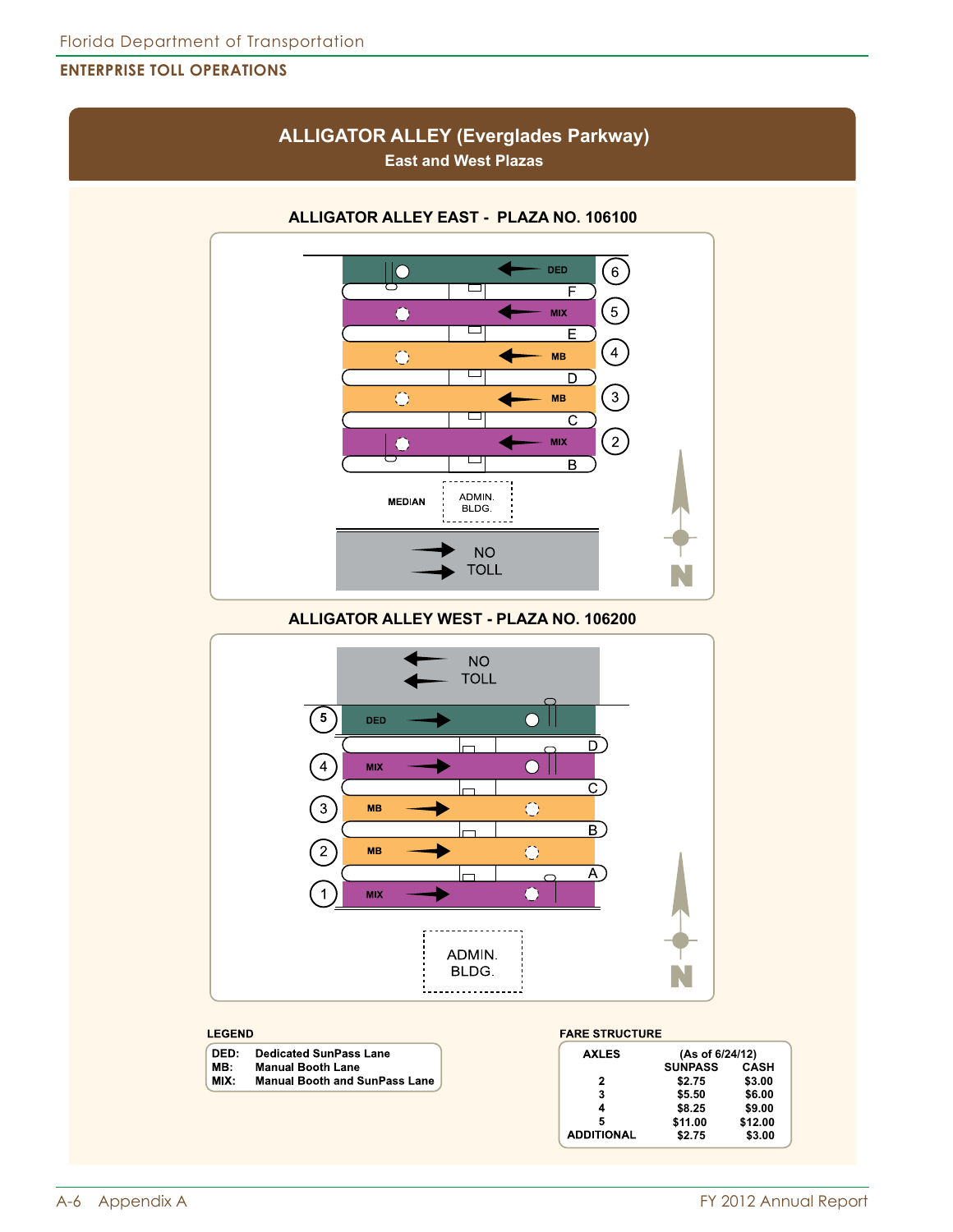# ALLIGATOR ALLEY (Everglades Parkway)
## East and West Plazas

### ALLIGATOR ALLEY EAST - PLAZA NO. 106100

| Lane | Type |
|---|---|
| 6 | DED |
| 5 | MIX |
| 4 | MB |
| 3 | MB |
| 2 | MIX |

Booths: F, E, D, C, B

MEDIAN — ADMIN. BLDG.

NO TOLL

### ALLIGATOR ALLEY WEST - PLAZA NO. 106200

NO TOLL

| Lane | Type |
|---|---|
| 5 | DED |
| 4 | MIX |
| 3 | MB |
| 2 | MB |
| 1 | MIX |

Booths: D, C, B, A

ADMIN. BLDG.

**LEGEND**

- **DED:** Dedicated SunPass Lane
- **MB:** Manual Booth Lane
- **MIX:** Manual Booth and SunPass Lane

**FARE STRUCTURE**

| AXLES | SUNPASS (As of 6/24/12) | CASH |
|---|---|---|
| 2 | $2.75 | $3.00 |
| 3 | $5.50 | $6.00 |
| 4 | $8.25 | $9.00 |
| 5 | $11.00 | $12.00 |
| ADDITIONAL | $2.75 | $3.00 |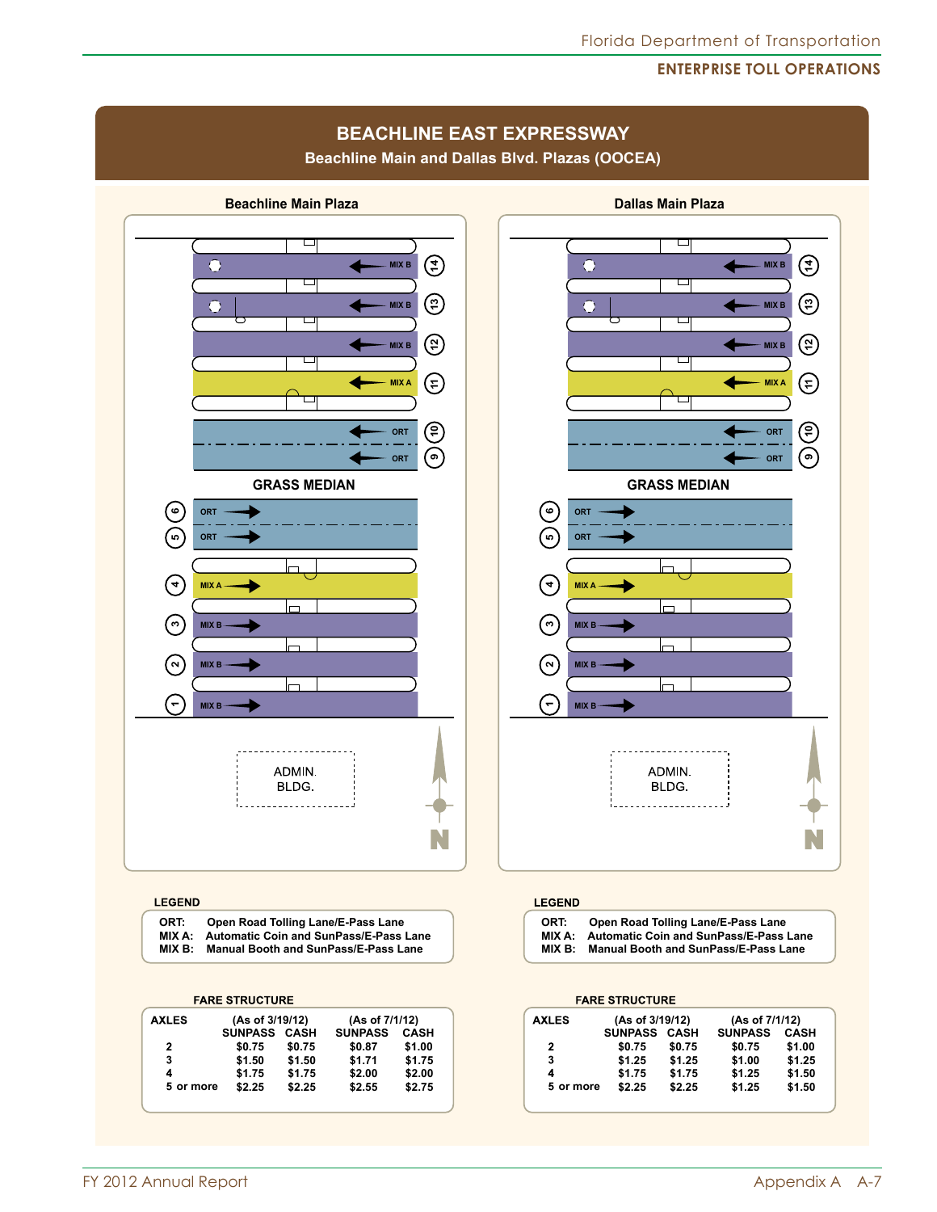# BEACHLINE EAST EXPRESSWAY

**Beachline Main and Dallas Blvd. Plazas (OOCEA)**

## Beachline Main Plaza

| Lane | Type | Direction |
|---|---|---|
| 14 | MIX B | ← |
| 13 | MIX B | ← |
| 12 | MIX B | ← |
| 11 | MIX A | ← |
| 10 | ORT | ← |
| 9 | ORT | ← |
| | GRASS MEDIAN | |
| 6 | ORT | → |
| 5 | ORT | → |
| 4 | MIX A | → |
| 3 | MIX B | → |
| 2 | MIX B | → |
| 1 | MIX B | → |

ADMIN. BLDG.

N

**LEGEND**

- ORT: Open Road Tolling Lane/E-Pass Lane
- MIX A: Automatic Coin and SunPass/E-Pass Lane
- MIX B: Manual Booth and SunPass/E-Pass Lane

**FARE STRUCTURE**

| AXLES | (As of 3/19/12) SUNPASS | CASH | (As of 7/1/12) SUNPASS | CASH |
|---|---|---|---|---|
| 2 | $0.75 | $0.75 | $0.87 | $1.00 |
| 3 | $1.50 | $1.50 | $1.71 | $1.75 |
| 4 | $1.75 | $1.75 | $2.00 | $2.00 |
| 5 or more | $2.25 | $2.25 | $2.55 | $2.75 |

## Dallas Main Plaza

| Lane | Type | Direction |
|---|---|---|
| 14 | MIX B | ← |
| 13 | MIX B | ← |
| 12 | MIX B | ← |
| 11 | MIX A | ← |
| 10 | ORT | ← |
| 9 | ORT | ← |
| | GRASS MEDIAN | |
| 6 | ORT | → |
| 5 | ORT | → |
| 4 | MIX A | → |
| 3 | MIX B | → |
| 2 | MIX B | → |
| 1 | MIX B | → |

ADMIN. BLDG.

N

**LEGEND**

- ORT: Open Road Tolling Lane/E-Pass Lane
- MIX A: Automatic Coin and SunPass/E-Pass Lane
- MIX B: Manual Booth and SunPass/E-Pass Lane

**FARE STRUCTURE**

| AXLES | (As of 3/19/12) SUNPASS | CASH | (As of 7/1/12) SUNPASS | CASH |
|---|---|---|---|---|
| 2 | $0.75 | $0.75 | $0.75 | $1.00 |
| 3 | $1.25 | $1.25 | $1.00 | $1.25 |
| 4 | $1.75 | $1.75 | $1.25 | $1.50 |
| 5 or more | $2.25 | $2.25 | $1.25 | $1.50 |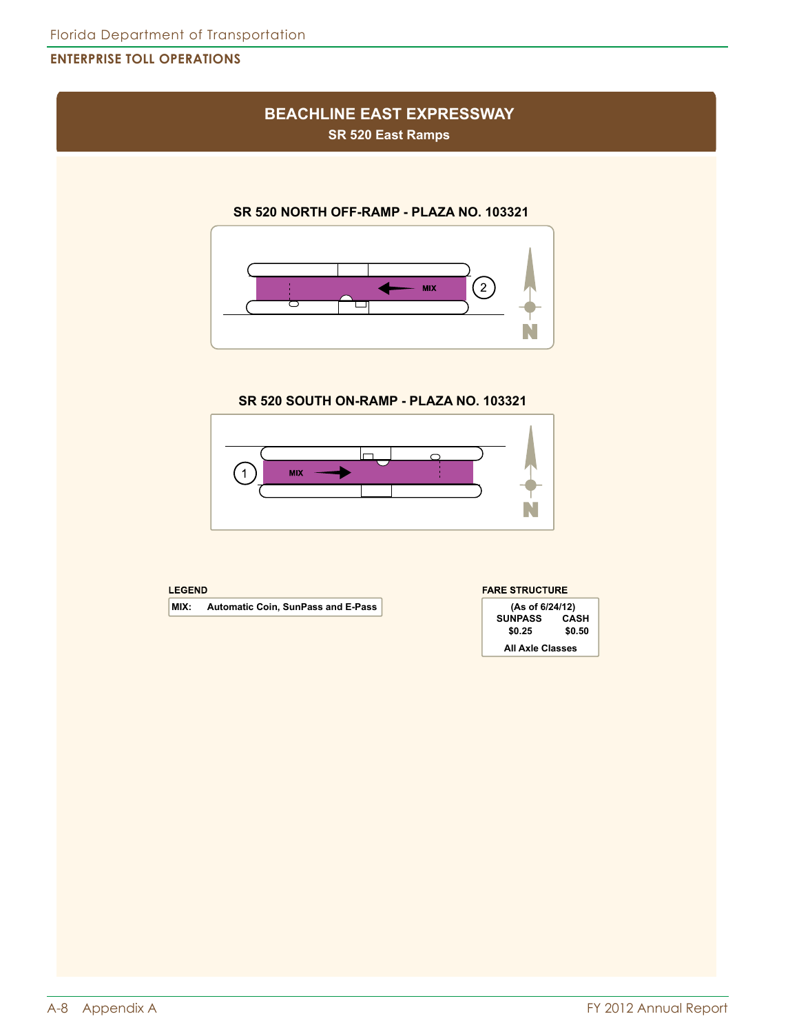## ENTERPRISE TOLL OPERATIONS

# BEACHLINE EAST EXPRESSWAY

### SR 520 East Ramps

**SR 520 NORTH OFF-RAMP - PLAZA NO. 103321**

MIX 2

**SR 520 SOUTH ON-RAMP - PLAZA NO. 103321**

1 MIX

**LEGEND**

| MIX: | Automatic Coin, SunPass and E-Pass |
|---|---|

**FARE STRUCTURE**

(As of 6/24/12)

| SUNPASS | CASH |
|---|---|
| $0.25 | $0.50 |

All Axle Classes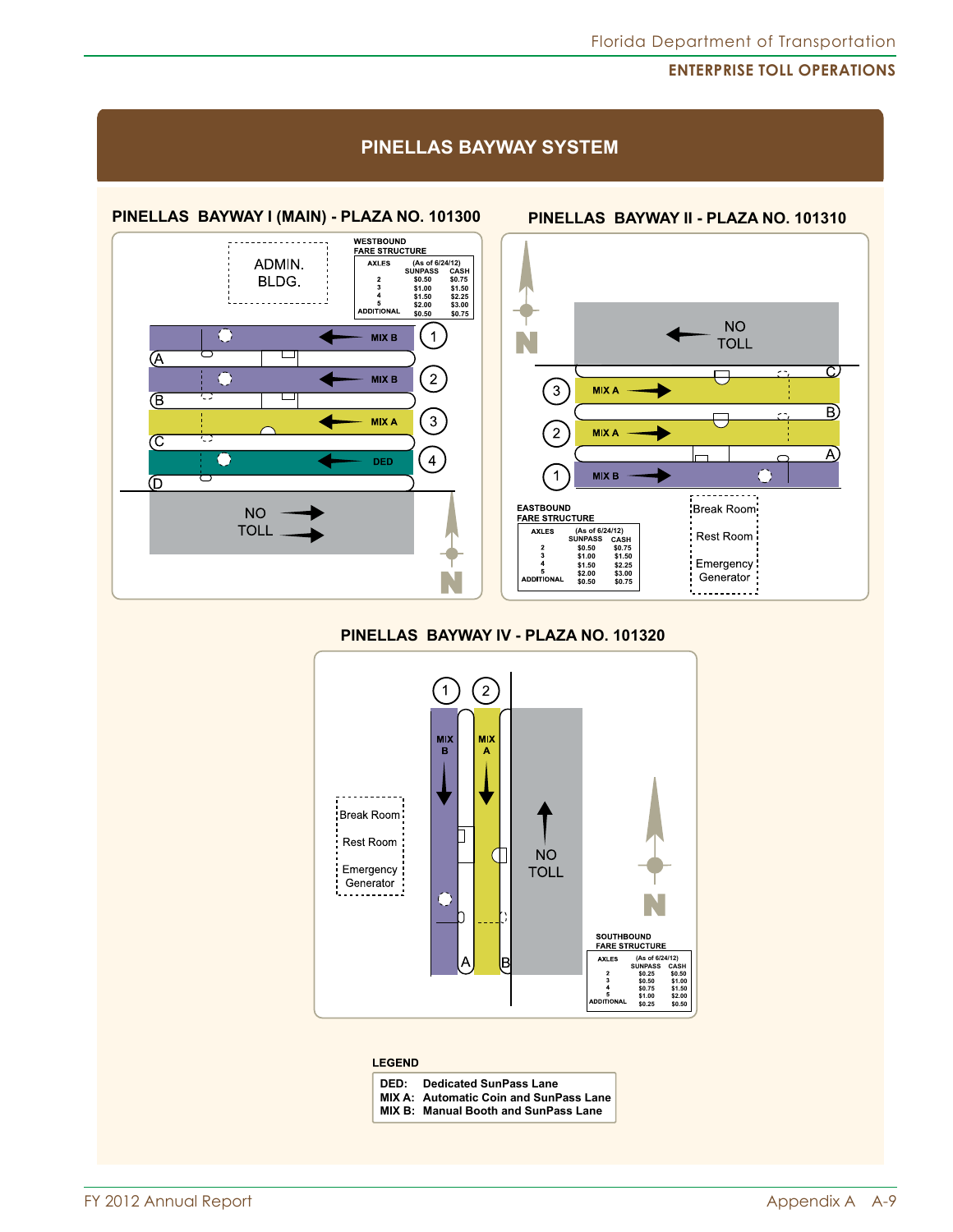## PINELLAS BAYWAY SYSTEM

### PINELLAS BAYWAY I (MAIN) - PLAZA NO. 101300

ADMIN. BLDG.

**WESTBOUND FARE STRUCTURE**

| AXLES | SUNPASS (As of 6/24/12) | CASH |
|---|---|---|
| 2 | $0.50 | $0.75 |
| 3 | $1.00 | $1.50 |
| 4 | $1.50 | $2.25 |
| 5 | $2.00 | $3.00 |
| ADDITIONAL | $0.50 | $0.75 |

Lanes: 1 MIX B, 2 MIX B, 3 MIX A, 4 DED; islands A, B, C, D

NO TOLL

### PINELLAS BAYWAY II - PLAZA NO. 101310

NO TOLL

Lanes: 3 MIX A, 2 MIX A, 1 MIX B; islands C, B, A

**EASTBOUND FARE STRUCTURE**

| AXLES | SUNPASS (As of 6/24/12) | CASH |
|---|---|---|
| 2 | $0.50 | $0.75 |
| 3 | $1.00 | $1.50 |
| 4 | $1.50 | $2.25 |
| 5 | $2.00 | $3.00 |
| ADDITIONAL | $0.50 | $0.75 |

Break Room
Rest Room
Emergency Generator

### PINELLAS BAYWAY IV - PLAZA NO. 101320

Lanes: 1 MIX B, 2 MIX A; islands A, B

NO TOLL

Break Room
Rest Room
Emergency Generator

**SOUTHBOUND FARE STRUCTURE**

| AXLES | SUNPASS (As of 6/24/12) | CASH |
|---|---|---|
| 2 | $0.25 | $0.50 |
| 3 | $0.50 | $1.00 |
| 4 | $0.75 | $1.50 |
| 5 | $1.00 | $2.00 |
| ADDITIONAL | $0.25 | $0.50 |

**LEGEND**

- **DED:** Dedicated SunPass Lane
- **MIX A:** Automatic Coin and SunPass Lane
- **MIX B:** Manual Booth and SunPass Lane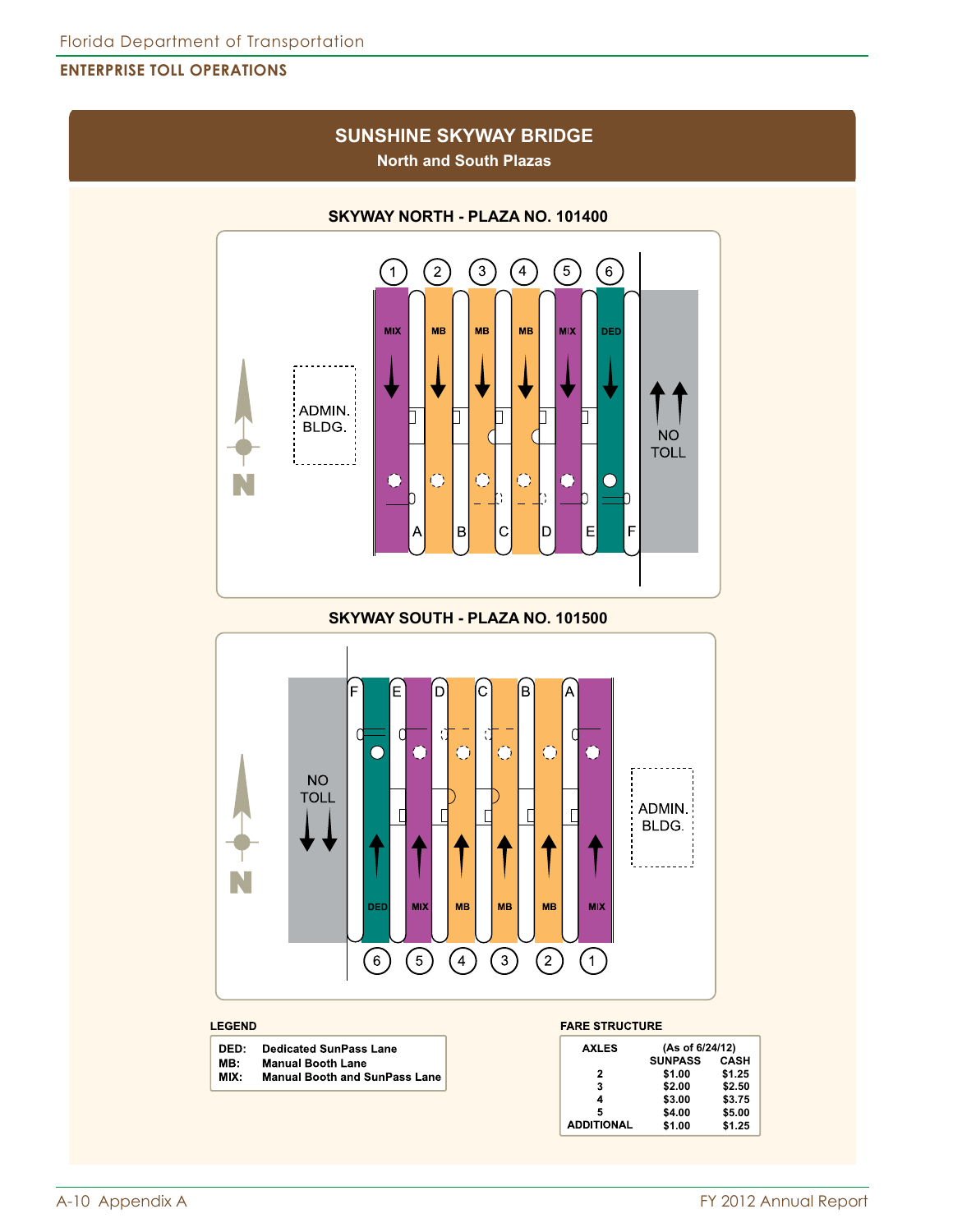## SUNSHINE SKYWAY BRIDGE

**North and South Plazas**

### SKYWAY NORTH - PLAZA NO. 101400

| Lane | 1 | 2 | 3 | 4 | 5 | 6 |
|---|---|---|---|---|---|---|
| Type | MIX | MB | MB | MB | MIX | DED |

Booths: A, B, C, D, E, F

ADMIN. BLDG.

NO TOLL

N

### SKYWAY SOUTH - PLAZA NO. 101500

| Lane | 6 | 5 | 4 | 3 | 2 | 1 |
|---|---|---|---|---|---|---|
| Type | DED | MIX | MB | MB | MB | MIX |

Booths: F, E, D, C, B, A

NO TOLL

ADMIN. BLDG.

N

**LEGEND**

| | |
|---|---|
| DED: | Dedicated SunPass Lane |
| MB: | Manual Booth Lane |
| MIX: | Manual Booth and SunPass Lane |

**FARE STRUCTURE**

| AXLES | (As of 6/24/12) SUNPASS | CASH |
|---|---|---|
| 2 | $1.00 | $1.25 |
| 3 | $2.00 | $2.50 |
| 4 | $3.00 | $3.75 |
| 5 | $4.00 | $5.00 |
| ADDITIONAL | $1.00 | $1.25 |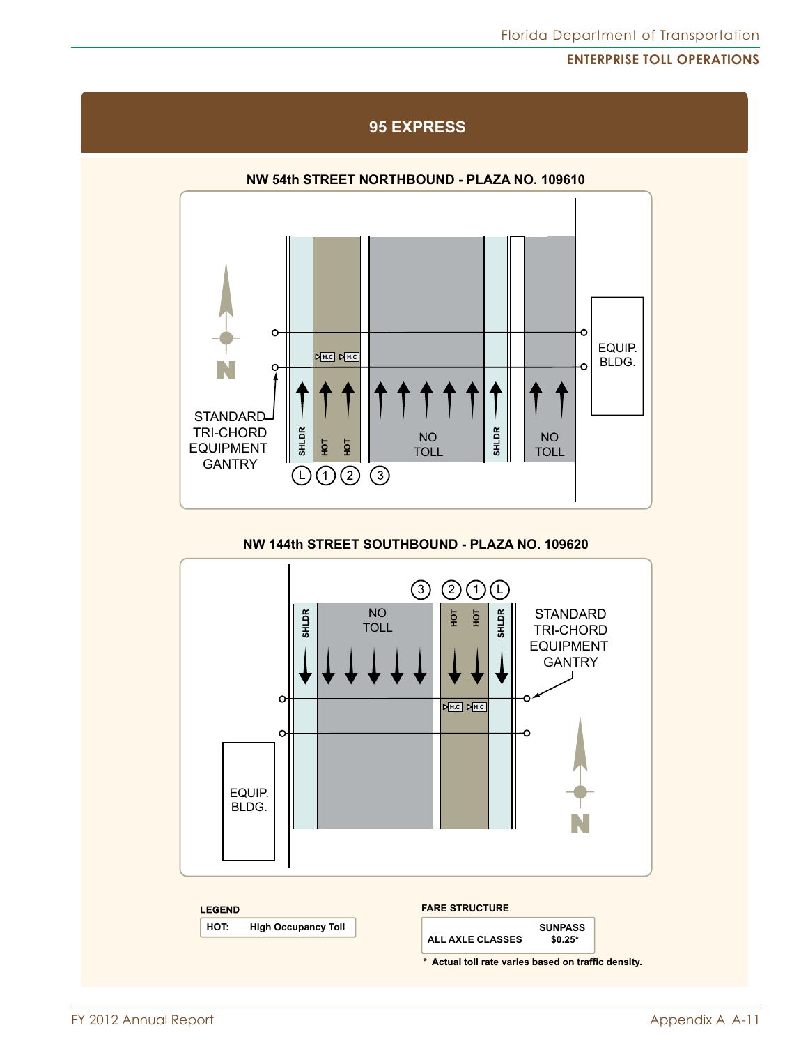## 95 EXPRESS

### NW 54th STREET NORTHBOUND - PLAZA NO. 109610

STANDARD TRI-CHORD EQUIPMENT GANTRY

EQUIP. BLDG.

SHLDR | HOT | HOT | NO TOLL | SHLDR | NO TOLL

L | 1 | 2 | 3

### NW 144th STREET SOUTHBOUND - PLAZA NO. 109620

3 | 2 | 1 | L

SHLDR | NO TOLL | HOT | HOT | SHLDR

STANDARD TRI-CHORD EQUIPMENT GANTRY

EQUIP. BLDG.

**LEGEND**

| HOT: | High Occupancy Toll |
|---|---|

**FARE STRUCTURE**

| | SUNPASS |
|---|---|
| ALL AXLE CLASSES | $0.25* |

**\* Actual toll rate varies based on traffic density.**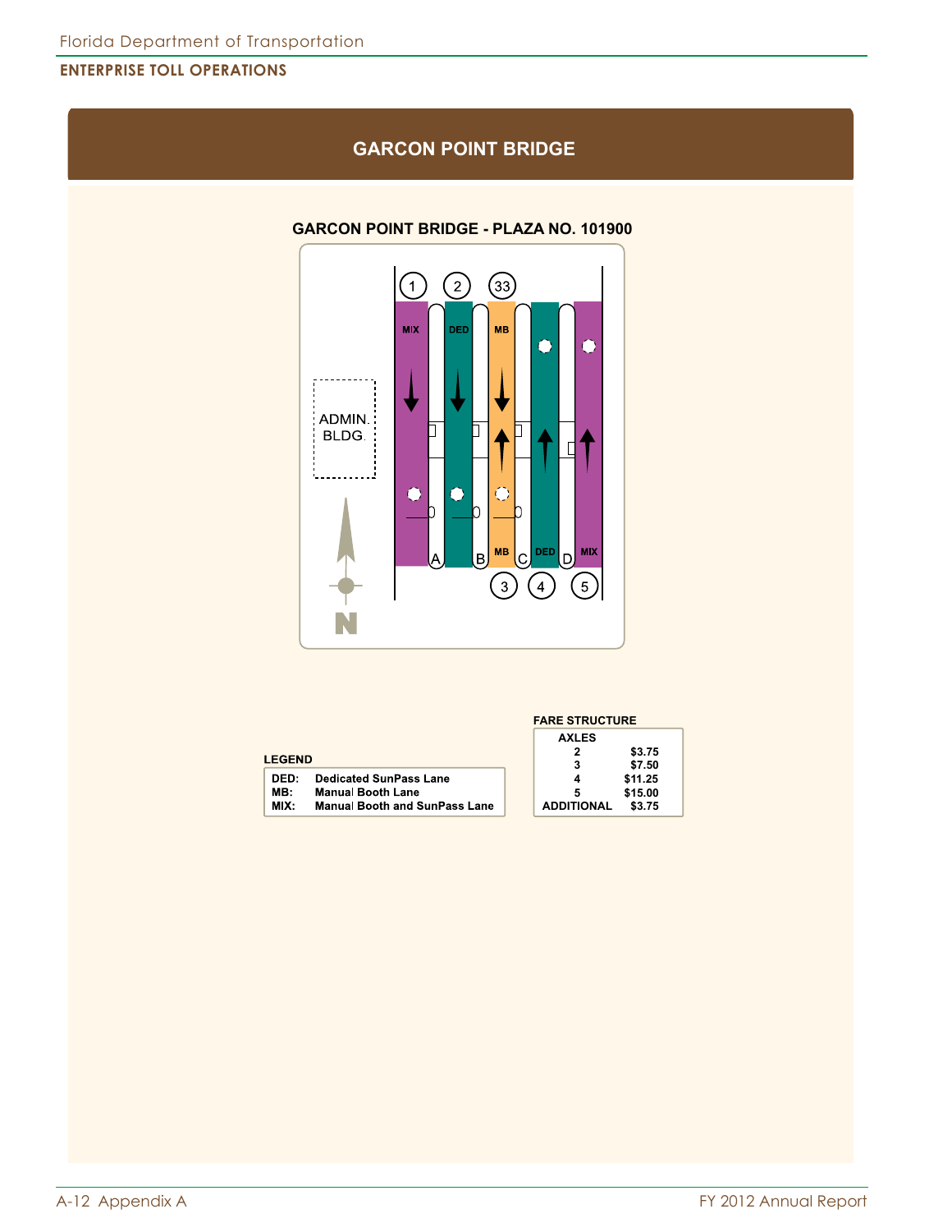## GARCON POINT BRIDGE

### GARCON POINT BRIDGE - PLAZA NO. 101900

ADMIN. BLDG.

N

| Lane | 1 | 2 | 33 | 3 | 4 | 5 |
|---|---|---|---|---|---|---|
| Type | MIX | DED | MB | MB | DED | MIX |

**LEGEND**

| | |
|---|---|
| **DED:** | **Dedicated SunPass Lane** |
| **MB:** | **Manual Booth Lane** |
| **MIX:** | **Manual Booth and SunPass Lane** |

**FARE STRUCTURE**

| AXLES | |
|---|---|
| 2 | $3.75 |
| 3 | $7.50 |
| 4 | $11.25 |
| 5 | $15.00 |
| ADDITIONAL | $3.75 |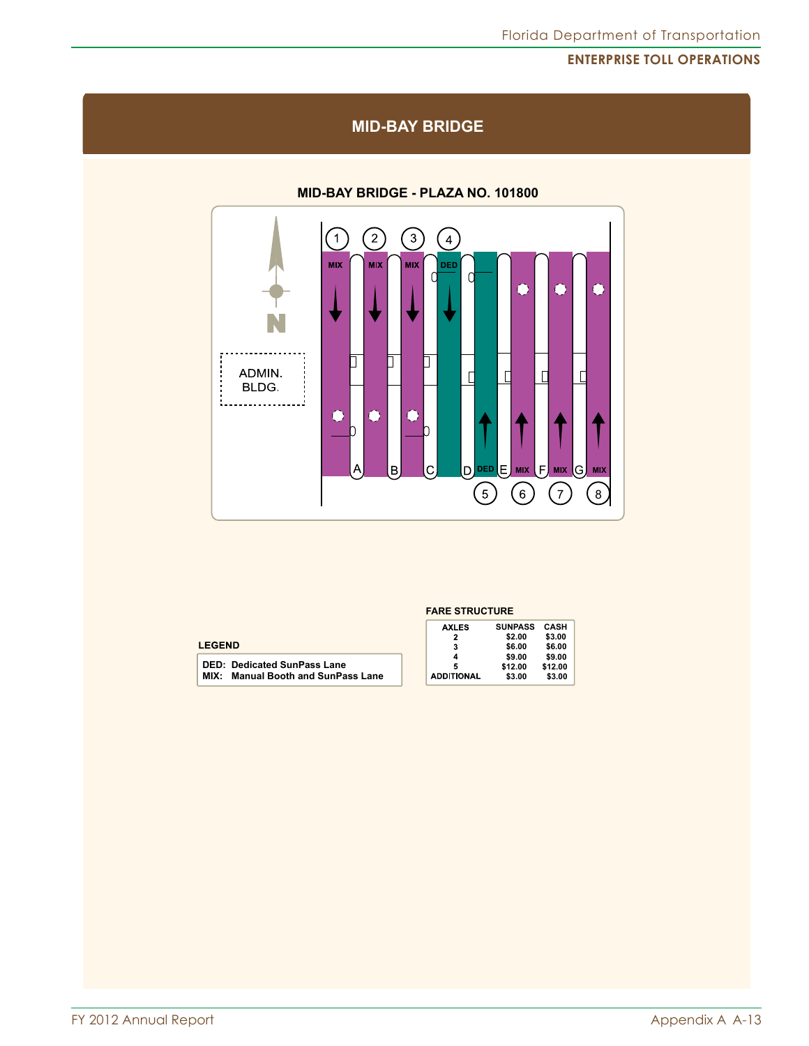## MID-BAY BRIDGE

### MID-BAY BRIDGE - PLAZA NO. 101800

ADMIN. BLDG.

| Lane | 1 | 2 | 3 | 4 | 5 | 6 | 7 | 8 |
|---|---|---|---|---|---|---|---|---|
| Type | MIX | MIX | MIX | DED | DED | MIX | MIX | MIX |

**LEGEND**

DED: Dedicated SunPass Lane
MIX: Manual Booth and SunPass Lane

**FARE STRUCTURE**

| AXLES | SUNPASS | CASH |
|---|---|---|
| 2 | $2.00 | $3.00 |
| 3 | $6.00 | $6.00 |
| 4 | $9.00 | $9.00 |
| 5 | $12.00 | $12.00 |
| ADDITIONAL | $3.00 | $3.00 |